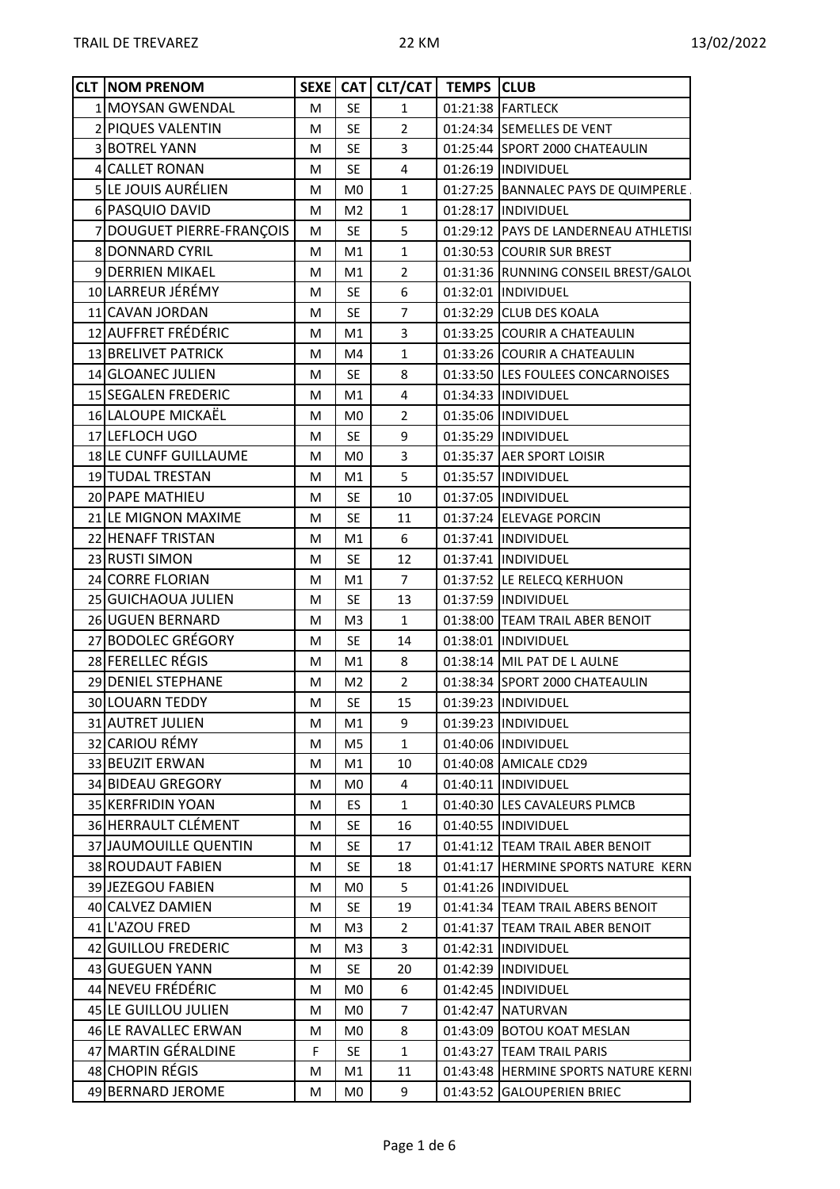TRAIL DE TREVAREZ 22 KM 13/02/2022

| CLT | NOM PRENOM | SEXE | CAT | CLT/CAT | TEMPS | CLUB |
|---|---|---|---|---|---|---|
| 1 | MOYSAN GWENDAL | M | SE | 1 | 01:21:38 | FARTLECK |
| 2 | PIQUES VALENTIN | M | SE | 2 | 01:24:34 | SEMELLES DE VENT |
| 3 | BOTREL YANN | M | SE | 3 | 01:25:44 | SPORT 2000 CHATEAULIN |
| 4 | CALLET RONAN | M | SE | 4 | 01:26:19 | INDIVIDUEL |
| 5 | LE JOUIS AURÉLIEN | M | M0 | 1 | 01:27:25 | BANNALEC PAYS DE QUIMPERLE |
| 6 | PASQUIO DAVID | M | M2 | 1 | 01:28:17 | INDIVIDUEL |
| 7 | DOUGUET PIERRE-FRANÇOIS | M | SE | 5 | 01:29:12 | PAYS DE LANDERNEAU ATHLETISI |
| 8 | DONNARD CYRIL | M | M1 | 1 | 01:30:53 | COURIR SUR BREST |
| 9 | DERRIEN MIKAEL | M | M1 | 2 | 01:31:36 | RUNNING CONSEIL BREST/GALOU |
| 10 | LARREUR JÉRÉMY | M | SE | 6 | 01:32:01 | INDIVIDUEL |
| 11 | CAVAN JORDAN | M | SE | 7 | 01:32:29 | CLUB DES KOALA |
| 12 | AUFFRET FRÉDÉRIC | M | M1 | 3 | 01:33:25 | COURIR A CHATEAULIN |
| 13 | BRELIVET PATRICK | M | M4 | 1 | 01:33:26 | COURIR A CHATEAULIN |
| 14 | GLOANEC JULIEN | M | SE | 8 | 01:33:50 | LES FOULEES CONCARNOISES |
| 15 | SEGALEN FREDERIC | M | M1 | 4 | 01:34:33 | INDIVIDUEL |
| 16 | LALOUPE MICKAËL | M | M0 | 2 | 01:35:06 | INDIVIDUEL |
| 17 | LEFLOCH UGO | M | SE | 9 | 01:35:29 | INDIVIDUEL |
| 18 | LE CUNFF GUILLAUME | M | M0 | 3 | 01:35:37 | AER SPORT LOISIR |
| 19 | TUDAL TRESTAN | M | M1 | 5 | 01:35:57 | INDIVIDUEL |
| 20 | PAPE MATHIEU | M | SE | 10 | 01:37:05 | INDIVIDUEL |
| 21 | LE MIGNON MAXIME | M | SE | 11 | 01:37:24 | ELEVAGE PORCIN |
| 22 | HENAFF TRISTAN | M | M1 | 6 | 01:37:41 | INDIVIDUEL |
| 23 | RUSTI SIMON | M | SE | 12 | 01:37:41 | INDIVIDUEL |
| 24 | CORRE FLORIAN | M | M1 | 7 | 01:37:52 | LE RELECQ KERHUON |
| 25 | GUICHAOUA JULIEN | M | SE | 13 | 01:37:59 | INDIVIDUEL |
| 26 | UGUEN BERNARD | M | M3 | 1 | 01:38:00 | TEAM TRAIL ABER BENOIT |
| 27 | BODOLEC GRÉGORY | M | SE | 14 | 01:38:01 | INDIVIDUEL |
| 28 | FERELLEC RÉGIS | M | M1 | 8 | 01:38:14 | MIL PAT DE L AULNE |
| 29 | DENIEL STEPHANE | M | M2 | 2 | 01:38:34 | SPORT 2000 CHATEAULIN |
| 30 | LOUARN TEDDY | M | SE | 15 | 01:39:23 | INDIVIDUEL |
| 31 | AUTRET JULIEN | M | M1 | 9 | 01:39:23 | INDIVIDUEL |
| 32 | CARIOU RÉMY | M | M5 | 1 | 01:40:06 | INDIVIDUEL |
| 33 | BEUZIT ERWAN | M | M1 | 10 | 01:40:08 | AMICALE CD29 |
| 34 | BIDEAU GREGORY | M | M0 | 4 | 01:40:11 | INDIVIDUEL |
| 35 | KERFRIDIN YOAN | M | ES | 1 | 01:40:30 | LES CAVALEURS PLMCB |
| 36 | HERRAULT CLÉMENT | M | SE | 16 | 01:40:55 | INDIVIDUEL |
| 37 | JAUMOUILLE QUENTIN | M | SE | 17 | 01:41:12 | TEAM TRAIL ABER BENOIT |
| 38 | ROUDAUT FABIEN | M | SE | 18 | 01:41:17 | HERMINE SPORTS NATURE KERN |
| 39 | JEZEGOU FABIEN | M | M0 | 5 | 01:41:26 | INDIVIDUEL |
| 40 | CALVEZ DAMIEN | M | SE | 19 | 01:41:34 | TEAM TRAIL ABERS BENOIT |
| 41 | L'AZOU FRED | M | M3 | 2 | 01:41:37 | TEAM TRAIL ABER BENOIT |
| 42 | GUILLOU FREDERIC | M | M3 | 3 | 01:42:31 | INDIVIDUEL |
| 43 | GUEGUEN YANN | M | SE | 20 | 01:42:39 | INDIVIDUEL |
| 44 | NEVEU FRÉDÉRIC | M | M0 | 6 | 01:42:45 | INDIVIDUEL |
| 45 | LE GUILLOU JULIEN | M | M0 | 7 | 01:42:47 | NATURVAN |
| 46 | LE RAVALLEC ERWAN | M | M0 | 8 | 01:43:09 | BOTOU KOAT MESLAN |
| 47 | MARTIN GÉRALDINE | F | SE | 1 | 01:43:27 | TEAM TRAIL PARIS |
| 48 | CHOPIN RÉGIS | M | M1 | 11 | 01:43:48 | HERMINE SPORTS NATURE KERNI |
| 49 | BERNARD JEROME | M | M0 | 9 | 01:43:52 | GALOUPERIEN BRIEC |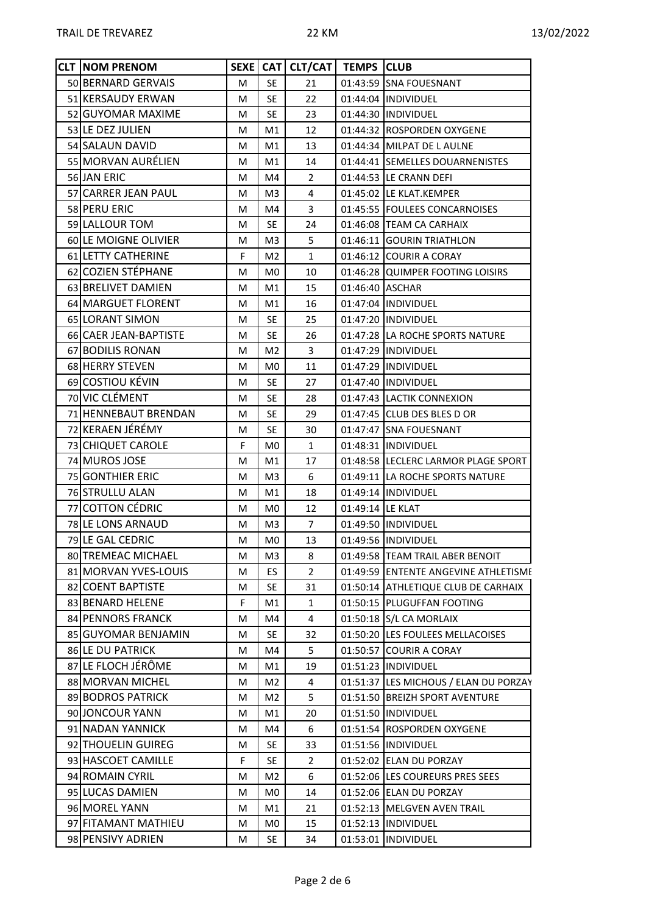| CLT | NOM PRENOM | SEXE | CAT | CLT/CAT | TEMPS | CLUB |
|---|---|---|---|---|---|---|
| 50 | BERNARD GERVAIS | M | SE | 21 | 01:43:59 | SNA FOUESNANT |
| 51 | KERSAUDY ERWAN | M | SE | 22 | 01:44:04 | INDIVIDUEL |
| 52 | GUYOMAR MAXIME | M | SE | 23 | 01:44:30 | INDIVIDUEL |
| 53 | LE DEZ JULIEN | M | M1 | 12 | 01:44:32 | ROSPORDEN OXYGENE |
| 54 | SALAUN DAVID | M | M1 | 13 | 01:44:34 | MILPAT DE L AULNE |
| 55 | MORVAN AURÉLIEN | M | M1 | 14 | 01:44:41 | SEMELLES DOUARNENISTES |
| 56 | JAN ERIC | M | M4 | 2 | 01:44:53 | LE CRANN DEFI |
| 57 | CARRER JEAN PAUL | M | M3 | 4 | 01:45:02 | LE KLAT.KEMPER |
| 58 | PERU ERIC | M | M4 | 3 | 01:45:55 | FOULEES CONCARNOISES |
| 59 | LALLOUR TOM | M | SE | 24 | 01:46:08 | TEAM CA CARHAIX |
| 60 | LE MOIGNE OLIVIER | M | M3 | 5 | 01:46:11 | GOURIN TRIATHLON |
| 61 | LETTY CATHERINE | F | M2 | 1 | 01:46:12 | COURIR A CORAY |
| 62 | COZIEN STÉPHANE | M | M0 | 10 | 01:46:28 | QUIMPER FOOTING LOISIRS |
| 63 | BRELIVET DAMIEN | M | M1 | 15 | 01:46:40 | ASCHAR |
| 64 | MARGUET FLORENT | M | M1 | 16 | 01:47:04 | INDIVIDUEL |
| 65 | LORANT SIMON | M | SE | 25 | 01:47:20 | INDIVIDUEL |
| 66 | CAER JEAN-BAPTISTE | M | SE | 26 | 01:47:28 | LA ROCHE SPORTS NATURE |
| 67 | BODILIS RONAN | M | M2 | 3 | 01:47:29 | INDIVIDUEL |
| 68 | HERRY STEVEN | M | M0 | 11 | 01:47:29 | INDIVIDUEL |
| 69 | COSTIOU KÉVIN | M | SE | 27 | 01:47:40 | INDIVIDUEL |
| 70 | VIC CLÉMENT | M | SE | 28 | 01:47:43 | LACTIK CONNEXION |
| 71 | HENNEBAUT BRENDAN | M | SE | 29 | 01:47:45 | CLUB DES BLES D OR |
| 72 | KERAEN JÉRÉMY | M | SE | 30 | 01:47:47 | SNA FOUESNANT |
| 73 | CHIQUET CAROLE | F | M0 | 1 | 01:48:31 | INDIVIDUEL |
| 74 | MUROS JOSE | M | M1 | 17 | 01:48:58 | LECLERC LARMOR PLAGE SPORT |
| 75 | GONTHIER ERIC | M | M3 | 6 | 01:49:11 | LA ROCHE SPORTS NATURE |
| 76 | STRULLU ALAN | M | M1 | 18 | 01:49:14 | INDIVIDUEL |
| 77 | COTTON CÉDRIC | M | M0 | 12 | 01:49:14 | LE KLAT |
| 78 | LE LONS ARNAUD | M | M3 | 7 | 01:49:50 | INDIVIDUEL |
| 79 | LE GAL CEDRIC | M | M0 | 13 | 01:49:56 | INDIVIDUEL |
| 80 | TREMEAC MICHAEL | M | M3 | 8 | 01:49:58 | TEAM TRAIL ABER BENOIT |
| 81 | MORVAN YVES-LOUIS | M | ES | 2 | 01:49:59 | ENTENTE ANGEVINE ATHLETISME |
| 82 | COENT BAPTISTE | M | SE | 31 | 01:50:14 | ATHLETIQUE CLUB DE CARHAIX |
| 83 | BENARD HELENE | F | M1 | 1 | 01:50:15 | PLUGUFFAN FOOTING |
| 84 | PENNORS FRANCK | M | M4 | 4 | 01:50:18 | S/L CA MORLAIX |
| 85 | GUYOMAR BENJAMIN | M | SE | 32 | 01:50:20 | LES FOULEES MELLACOISES |
| 86 | LE DU PATRICK | M | M4 | 5 | 01:50:57 | COURIR A CORAY |
| 87 | LE FLOCH JÉRÔME | M | M1 | 19 | 01:51:23 | INDIVIDUEL |
| 88 | MORVAN MICHEL | M | M2 | 4 | 01:51:37 | LES MICHOUS / ELAN DU PORZAY |
| 89 | BODROS PATRICK | M | M2 | 5 | 01:51:50 | BREIZH SPORT AVENTURE |
| 90 | JONCOUR YANN | M | M1 | 20 | 01:51:50 | INDIVIDUEL |
| 91 | NADAN YANNICK | M | M4 | 6 | 01:51:54 | ROSPORDEN OXYGENE |
| 92 | THOUELIN GUIREG | M | SE | 33 | 01:51:56 | INDIVIDUEL |
| 93 | HASCOET CAMILLE | F | SE | 2 | 01:52:02 | ELAN DU PORZAY |
| 94 | ROMAIN CYRIL | M | M2 | 6 | 01:52:06 | LES COUREURS PRES SEES |
| 95 | LUCAS DAMIEN | M | M0 | 14 | 01:52:06 | ELAN DU PORZAY |
| 96 | MOREL YANN | M | M1 | 21 | 01:52:13 | MELGVEN AVEN TRAIL |
| 97 | FITAMANT MATHIEU | M | M0 | 15 | 01:52:13 | INDIVIDUEL |
| 98 | PENSIVY ADRIEN | M | SE | 34 | 01:53:01 | INDIVIDUEL |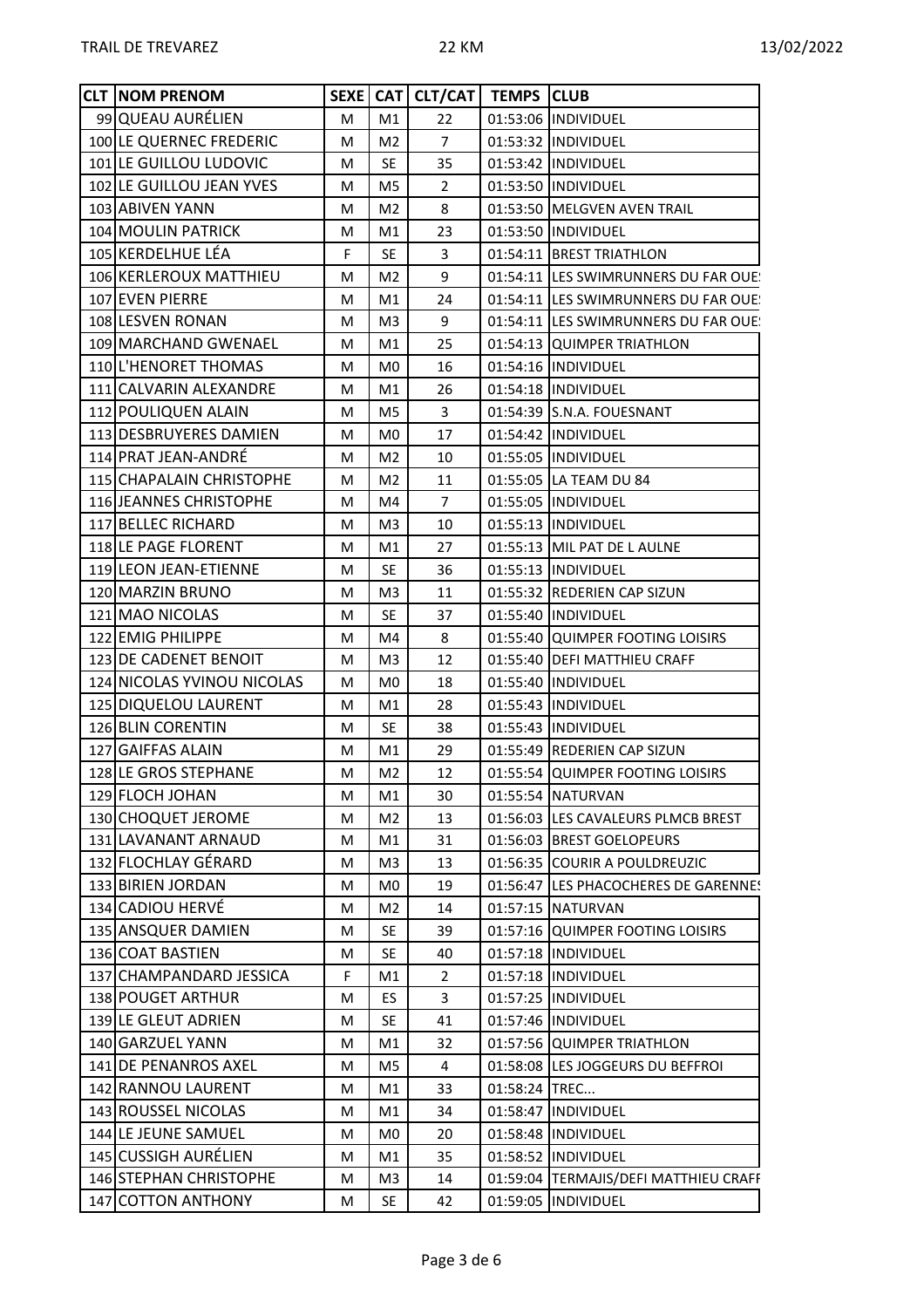| CLT | NOM PRENOM | SEXE | CAT | CLT/CAT | TEMPS | CLUB |
|---|---|---|---|---|---|---|
| 99 | QUEAU AURÉLIEN | M | M1 | 22 | 01:53:06 | INDIVIDUEL |
| 100 | LE QUERNEC FREDERIC | M | M2 | 7 | 01:53:32 | INDIVIDUEL |
| 101 | LE GUILLOU LUDOVIC | M | SE | 35 | 01:53:42 | INDIVIDUEL |
| 102 | LE GUILLOU JEAN YVES | M | M5 | 2 | 01:53:50 | INDIVIDUEL |
| 103 | ABIVEN YANN | M | M2 | 8 | 01:53:50 | MELGVEN AVEN TRAIL |
| 104 | MOULIN PATRICK | M | M1 | 23 | 01:53:50 | INDIVIDUEL |
| 105 | KERDELHUE LÉA | F | SE | 3 | 01:54:11 | BREST TRIATHLON |
| 106 | KERLEROUX MATTHIEU | M | M2 | 9 | 01:54:11 | LES SWIMRUNNERS DU FAR OUES |
| 107 | EVEN PIERRE | M | M1 | 24 | 01:54:11 | LES SWIMRUNNERS DU FAR OUES |
| 108 | LESVEN RONAN | M | M3 | 9 | 01:54:11 | LES SWIMRUNNERS DU FAR OUES |
| 109 | MARCHAND GWENAEL | M | M1 | 25 | 01:54:13 | QUIMPER TRIATHLON |
| 110 | L'HENORET THOMAS | M | M0 | 16 | 01:54:16 | INDIVIDUEL |
| 111 | CALVARIN ALEXANDRE | M | M1 | 26 | 01:54:18 | INDIVIDUEL |
| 112 | POULIQUEN ALAIN | M | M5 | 3 | 01:54:39 | S.N.A. FOUESNANT |
| 113 | DESBRUYERES DAMIEN | M | M0 | 17 | 01:54:42 | INDIVIDUEL |
| 114 | PRAT JEAN-ANDRÉ | M | M2 | 10 | 01:55:05 | INDIVIDUEL |
| 115 | CHAPALAIN CHRISTOPHE | M | M2 | 11 | 01:55:05 | LA TEAM DU 84 |
| 116 | JEANNES CHRISTOPHE | M | M4 | 7 | 01:55:05 | INDIVIDUEL |
| 117 | BELLEC RICHARD | M | M3 | 10 | 01:55:13 | INDIVIDUEL |
| 118 | LE PAGE FLORENT | M | M1 | 27 | 01:55:13 | MIL PAT DE L AULNE |
| 119 | LEON JEAN-ETIENNE | M | SE | 36 | 01:55:13 | INDIVIDUEL |
| 120 | MARZIN BRUNO | M | M3 | 11 | 01:55:32 | REDERIEN CAP SIZUN |
| 121 | MAO NICOLAS | M | SE | 37 | 01:55:40 | INDIVIDUEL |
| 122 | EMIG PHILIPPE | M | M4 | 8 | 01:55:40 | QUIMPER FOOTING LOISIRS |
| 123 | DE CADENET BENOIT | M | M3 | 12 | 01:55:40 | DEFI MATTHIEU CRAFF |
| 124 | NICOLAS YVINOU NICOLAS | M | M0 | 18 | 01:55:40 | INDIVIDUEL |
| 125 | DIQUELOU LAURENT | M | M1 | 28 | 01:55:43 | INDIVIDUEL |
| 126 | BLIN CORENTIN | M | SE | 38 | 01:55:43 | INDIVIDUEL |
| 127 | GAIFFAS ALAIN | M | M1 | 29 | 01:55:49 | REDERIEN CAP SIZUN |
| 128 | LE GROS STEPHANE | M | M2 | 12 | 01:55:54 | QUIMPER FOOTING LOISIRS |
| 129 | FLOCH JOHAN | M | M1 | 30 | 01:55:54 | NATURVAN |
| 130 | CHOQUET JEROME | M | M2 | 13 | 01:56:03 | LES CAVALEURS PLMCB BREST |
| 131 | LAVANANT ARNAUD | M | M1 | 31 | 01:56:03 | BREST GOELOPEURS |
| 132 | FLOCHLAY GÉRARD | M | M3 | 13 | 01:56:35 | COURIR A POULDREUZIC |
| 133 | BIRIEN JORDAN | M | M0 | 19 | 01:56:47 | LES PHACOCHERES DE GARENNES |
| 134 | CADIOU HERVÉ | M | M2 | 14 | 01:57:15 | NATURVAN |
| 135 | ANSQUER DAMIEN | M | SE | 39 | 01:57:16 | QUIMPER FOOTING LOISIRS |
| 136 | COAT BASTIEN | M | SE | 40 | 01:57:18 | INDIVIDUEL |
| 137 | CHAMPANDARD JESSICA | F | M1 | 2 | 01:57:18 | INDIVIDUEL |
| 138 | POUGET ARTHUR | M | ES | 3 | 01:57:25 | INDIVIDUEL |
| 139 | LE GLEUT ADRIEN | M | SE | 41 | 01:57:46 | INDIVIDUEL |
| 140 | GARZUEL YANN | M | M1 | 32 | 01:57:56 | QUIMPER TRIATHLON |
| 141 | DE PENANROS AXEL | M | M5 | 4 | 01:58:08 | LES JOGGEURS DU BEFFROI |
| 142 | RANNOU LAURENT | M | M1 | 33 | 01:58:24 | TREC... |
| 143 | ROUSSEL NICOLAS | M | M1 | 34 | 01:58:47 | INDIVIDUEL |
| 144 | LE JEUNE SAMUEL | M | M0 | 20 | 01:58:48 | INDIVIDUEL |
| 145 | CUSSIGH AURÉLIEN | M | M1 | 35 | 01:58:52 | INDIVIDUEL |
| 146 | STEPHAN CHRISTOPHE | M | M3 | 14 | 01:59:04 | TERMAJIS/DEFI MATTHIEU CRAFF |
| 147 | COTTON ANTHONY | M | SE | 42 | 01:59:05 | INDIVIDUEL |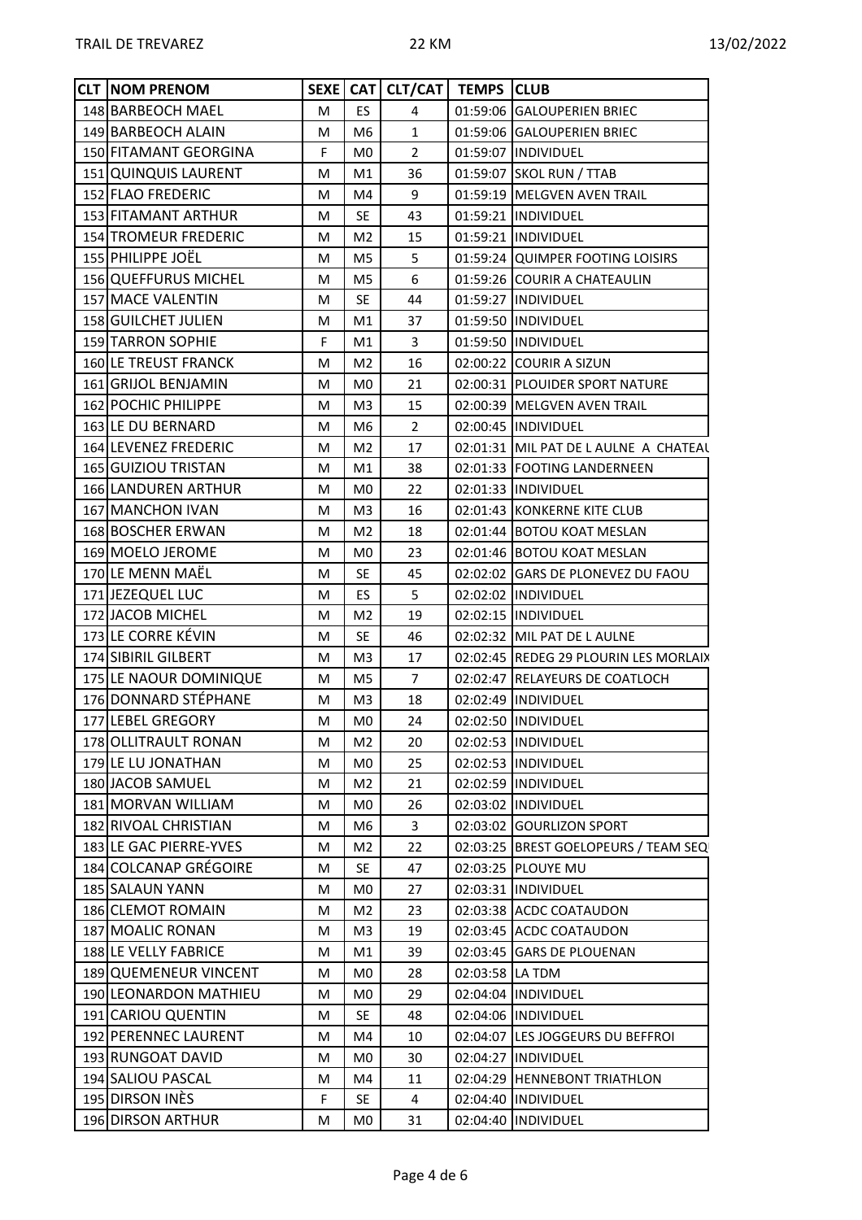| CLT | NOM PRENOM | SEXE | CAT | CLT/CAT | TEMPS | CLUB |
|---|---|---|---|---|---|---|
| 148 | BARBEOCH MAEL | M | ES | 4 | 01:59:06 | GALOUPERIEN BRIEC |
| 149 | BARBEOCH ALAIN | M | M6 | 1 | 01:59:06 | GALOUPERIEN BRIEC |
| 150 | FITAMANT GEORGINA | F | M0 | 2 | 01:59:07 | INDIVIDUEL |
| 151 | QUINQUIS LAURENT | M | M1 | 36 | 01:59:07 | SKOL RUN / TTAB |
| 152 | FLAO FREDERIC | M | M4 | 9 | 01:59:19 | MELGVEN AVEN TRAIL |
| 153 | FITAMANT ARTHUR | M | SE | 43 | 01:59:21 | INDIVIDUEL |
| 154 | TROMEUR FREDERIC | M | M2 | 15 | 01:59:21 | INDIVIDUEL |
| 155 | PHILIPPE JOËL | M | M5 | 5 | 01:59:24 | QUIMPER FOOTING LOISIRS |
| 156 | QUEFFURUS MICHEL | M | M5 | 6 | 01:59:26 | COURIR A CHATEAULIN |
| 157 | MACE VALENTIN | M | SE | 44 | 01:59:27 | INDIVIDUEL |
| 158 | GUILCHET JULIEN | M | M1 | 37 | 01:59:50 | INDIVIDUEL |
| 159 | TARRON SOPHIE | F | M1 | 3 | 01:59:50 | INDIVIDUEL |
| 160 | LE TREUST FRANCK | M | M2 | 16 | 02:00:22 | COURIR A SIZUN |
| 161 | GRIJOL BENJAMIN | M | M0 | 21 | 02:00:31 | PLOUIDER SPORT NATURE |
| 162 | POCHIC PHILIPPE | M | M3 | 15 | 02:00:39 | MELGVEN AVEN TRAIL |
| 163 | LE DU BERNARD | M | M6 | 2 | 02:00:45 | INDIVIDUEL |
| 164 | LEVENEZ FREDERIC | M | M2 | 17 | 02:01:31 | MIL PAT DE L AULNE A CHATEAU |
| 165 | GUIZIOU TRISTAN | M | M1 | 38 | 02:01:33 | FOOTING LANDERNEEN |
| 166 | LANDUREN ARTHUR | M | M0 | 22 | 02:01:33 | INDIVIDUEL |
| 167 | MANCHON IVAN | M | M3 | 16 | 02:01:43 | KONKERNE KITE CLUB |
| 168 | BOSCHER ERWAN | M | M2 | 18 | 02:01:44 | BOTOU KOAT MESLAN |
| 169 | MOELO JEROME | M | M0 | 23 | 02:01:46 | BOTOU KOAT MESLAN |
| 170 | LE MENN MAËL | M | SE | 45 | 02:02:02 | GARS DE PLONEVEZ DU FAOU |
| 171 | JEZEQUEL LUC | M | ES | 5 | 02:02:02 | INDIVIDUEL |
| 172 | JACOB MICHEL | M | M2 | 19 | 02:02:15 | INDIVIDUEL |
| 173 | LE CORRE KÉVIN | M | SE | 46 | 02:02:32 | MIL PAT DE L AULNE |
| 174 | SIBIRIL GILBERT | M | M3 | 17 | 02:02:45 | REDEG 29 PLOURIN LES MORLAIX |
| 175 | LE NAOUR DOMINIQUE | M | M5 | 7 | 02:02:47 | RELAYEURS DE COATLOCH |
| 176 | DONNARD STÉPHANE | M | M3 | 18 | 02:02:49 | INDIVIDUEL |
| 177 | LEBEL GREGORY | M | M0 | 24 | 02:02:50 | INDIVIDUEL |
| 178 | OLLITRAULT RONAN | M | M2 | 20 | 02:02:53 | INDIVIDUEL |
| 179 | LE LU JONATHAN | M | M0 | 25 | 02:02:53 | INDIVIDUEL |
| 180 | JACOB SAMUEL | M | M2 | 21 | 02:02:59 | INDIVIDUEL |
| 181 | MORVAN WILLIAM | M | M0 | 26 | 02:03:02 | INDIVIDUEL |
| 182 | RIVOAL CHRISTIAN | M | M6 | 3 | 02:03:02 | GOURLIZON SPORT |
| 183 | LE GAC PIERRE-YVES | M | M2 | 22 | 02:03:25 | BREST GOELOPEURS / TEAM SEQ |
| 184 | COLCANAP GRÉGOIRE | M | SE | 47 | 02:03:25 | PLOUYE MU |
| 185 | SALAUN YANN | M | M0 | 27 | 02:03:31 | INDIVIDUEL |
| 186 | CLEMOT ROMAIN | M | M2 | 23 | 02:03:38 | ACDC COATAUDON |
| 187 | MOALIC RONAN | M | M3 | 19 | 02:03:45 | ACDC COATAUDON |
| 188 | LE VELLY FABRICE | M | M1 | 39 | 02:03:45 | GARS DE PLOUENAN |
| 189 | QUEMENEUR VINCENT | M | M0 | 28 | 02:03:58 | LA TDM |
| 190 | LEONARDON MATHIEU | M | M0 | 29 | 02:04:04 | INDIVIDUEL |
| 191 | CARIOU QUENTIN | M | SE | 48 | 02:04:06 | INDIVIDUEL |
| 192 | PERENNEC LAURENT | M | M4 | 10 | 02:04:07 | LES JOGGEURS DU BEFFROI |
| 193 | RUNGOAT DAVID | M | M0 | 30 | 02:04:27 | INDIVIDUEL |
| 194 | SALIOU PASCAL | M | M4 | 11 | 02:04:29 | HENNEBONT TRIATHLON |
| 195 | DIRSON INÈS | F | SE | 4 | 02:04:40 | INDIVIDUEL |
| 196 | DIRSON ARTHUR | M | M0 | 31 | 02:04:40 | INDIVIDUEL |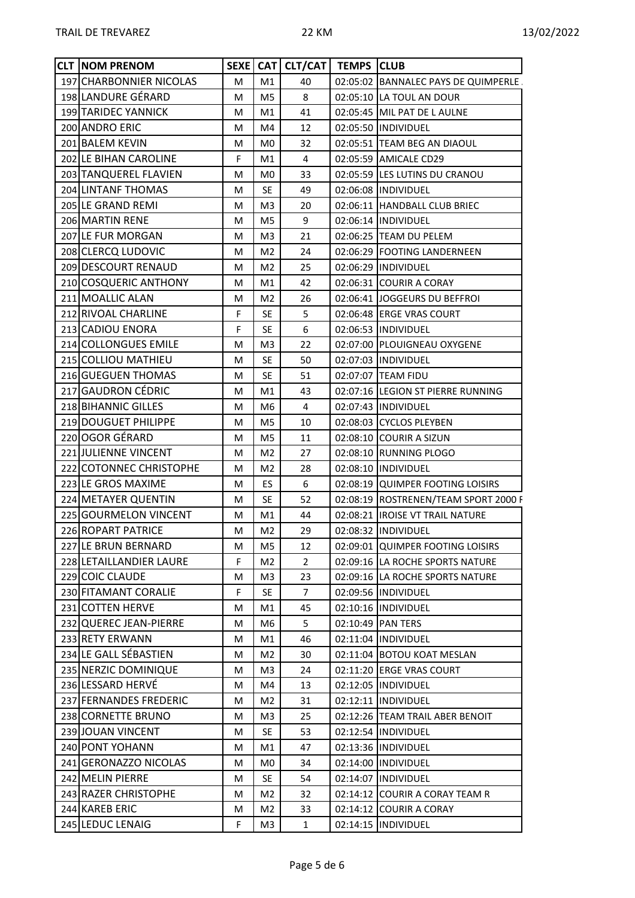| CLT | NOM PRENOM | SEXE | CAT | CLT/CAT | TEMPS | CLUB |
|---|---|---|---|---|---|---|
| 197 | CHARBONNIER NICOLAS | M | M1 | 40 | 02:05:02 | BANNALEC PAYS DE QUIMPERLE |
| 198 | LANDURE GÉRARD | M | M5 | 8 | 02:05:10 | LA TOUL AN DOUR |
| 199 | TARIDEC YANNICK | M | M1 | 41 | 02:05:45 | MIL PAT DE L AULNE |
| 200 | ANDRO ERIC | M | M4 | 12 | 02:05:50 | INDIVIDUEL |
| 201 | BALEM KEVIN | M | M0 | 32 | 02:05:51 | TEAM BEG AN DIAOUL |
| 202 | LE BIHAN CAROLINE | F | M1 | 4 | 02:05:59 | AMICALE CD29 |
| 203 | TANQUEREL FLAVIEN | M | M0 | 33 | 02:05:59 | LES LUTINS DU CRANOU |
| 204 | LINTANF THOMAS | M | SE | 49 | 02:06:08 | INDIVIDUEL |
| 205 | LE GRAND REMI | M | M3 | 20 | 02:06:11 | HANDBALL CLUB BRIEC |
| 206 | MARTIN RENE | M | M5 | 9 | 02:06:14 | INDIVIDUEL |
| 207 | LE FUR MORGAN | M | M3 | 21 | 02:06:25 | TEAM DU PELEM |
| 208 | CLERCQ LUDOVIC | M | M2 | 24 | 02:06:29 | FOOTING LANDERNEEN |
| 209 | DESCOURT RENAUD | M | M2 | 25 | 02:06:29 | INDIVIDUEL |
| 210 | COSQUERIC ANTHONY | M | M1 | 42 | 02:06:31 | COURIR A CORAY |
| 211 | MOALLIC ALAN | M | M2 | 26 | 02:06:41 | JOGGEURS DU BEFFROI |
| 212 | RIVOAL CHARLINE | F | SE | 5 | 02:06:48 | ERGE VRAS COURT |
| 213 | CADIOU ENORA | F | SE | 6 | 02:06:53 | INDIVIDUEL |
| 214 | COLLONGUES EMILE | M | M3 | 22 | 02:07:00 | PLOUIGNEAU OXYGENE |
| 215 | COLLIOU MATHIEU | M | SE | 50 | 02:07:03 | INDIVIDUEL |
| 216 | GUEGUEN THOMAS | M | SE | 51 | 02:07:07 | TEAM FIDU |
| 217 | GAUDRON CÉDRIC | M | M1 | 43 | 02:07:16 | LEGION ST PIERRE RUNNING |
| 218 | BIHANNIC GILLES | M | M6 | 4 | 02:07:43 | INDIVIDUEL |
| 219 | DOUGUET PHILIPPE | M | M5 | 10 | 02:08:03 | CYCLOS PLEYBEN |
| 220 | OGOR GÉRARD | M | M5 | 11 | 02:08:10 | COURIR A SIZUN |
| 221 | JULIENNE VINCENT | M | M2 | 27 | 02:08:10 | RUNNING PLOGO |
| 222 | COTONNEC CHRISTOPHE | M | M2 | 28 | 02:08:10 | INDIVIDUEL |
| 223 | LE GROS MAXIME | M | ES | 6 | 02:08:19 | QUIMPER FOOTING LOISIRS |
| 224 | METAYER QUENTIN | M | SE | 52 | 02:08:19 | ROSTRENEN/TEAM SPORT 2000 F |
| 225 | GOURMELON VINCENT | M | M1 | 44 | 02:08:21 | IROISE VT TRAIL NATURE |
| 226 | ROPART PATRICE | M | M2 | 29 | 02:08:32 | INDIVIDUEL |
| 227 | LE BRUN BERNARD | M | M5 | 12 | 02:09:01 | QUIMPER FOOTING LOISIRS |
| 228 | LETAILLANDIER LAURE | F | M2 | 2 | 02:09:16 | LA ROCHE SPORTS NATURE |
| 229 | COIC CLAUDE | M | M3 | 23 | 02:09:16 | LA ROCHE SPORTS NATURE |
| 230 | FITAMANT CORALIE | F | SE | 7 | 02:09:56 | INDIVIDUEL |
| 231 | COTTEN HERVE | M | M1 | 45 | 02:10:16 | INDIVIDUEL |
| 232 | QUEREC JEAN-PIERRE | M | M6 | 5 | 02:10:49 | PAN TERS |
| 233 | RETY ERWANN | M | M1 | 46 | 02:11:04 | INDIVIDUEL |
| 234 | LE GALL SÉBASTIEN | M | M2 | 30 | 02:11:04 | BOTOU KOAT MESLAN |
| 235 | NERZIC DOMINIQUE | M | M3 | 24 | 02:11:20 | ERGE VRAS COURT |
| 236 | LESSARD HERVÉ | M | M4 | 13 | 02:12:05 | INDIVIDUEL |
| 237 | FERNANDES FREDERIC | M | M2 | 31 | 02:12:11 | INDIVIDUEL |
| 238 | CORNETTE BRUNO | M | M3 | 25 | 02:12:26 | TEAM TRAIL ABER BENOIT |
| 239 | JOUAN VINCENT | M | SE | 53 | 02:12:54 | INDIVIDUEL |
| 240 | PONT YOHANN | M | M1 | 47 | 02:13:36 | INDIVIDUEL |
| 241 | GERONAZZO NICOLAS | M | M0 | 34 | 02:14:00 | INDIVIDUEL |
| 242 | MELIN PIERRE | M | SE | 54 | 02:14:07 | INDIVIDUEL |
| 243 | RAZER CHRISTOPHE | M | M2 | 32 | 02:14:12 | COURIR A CORAY TEAM R |
| 244 | KAREB ERIC | M | M2 | 33 | 02:14:12 | COURIR A CORAY |
| 245 | LEDUC LENAIG | F | M3 | 1 | 02:14:15 | INDIVIDUEL |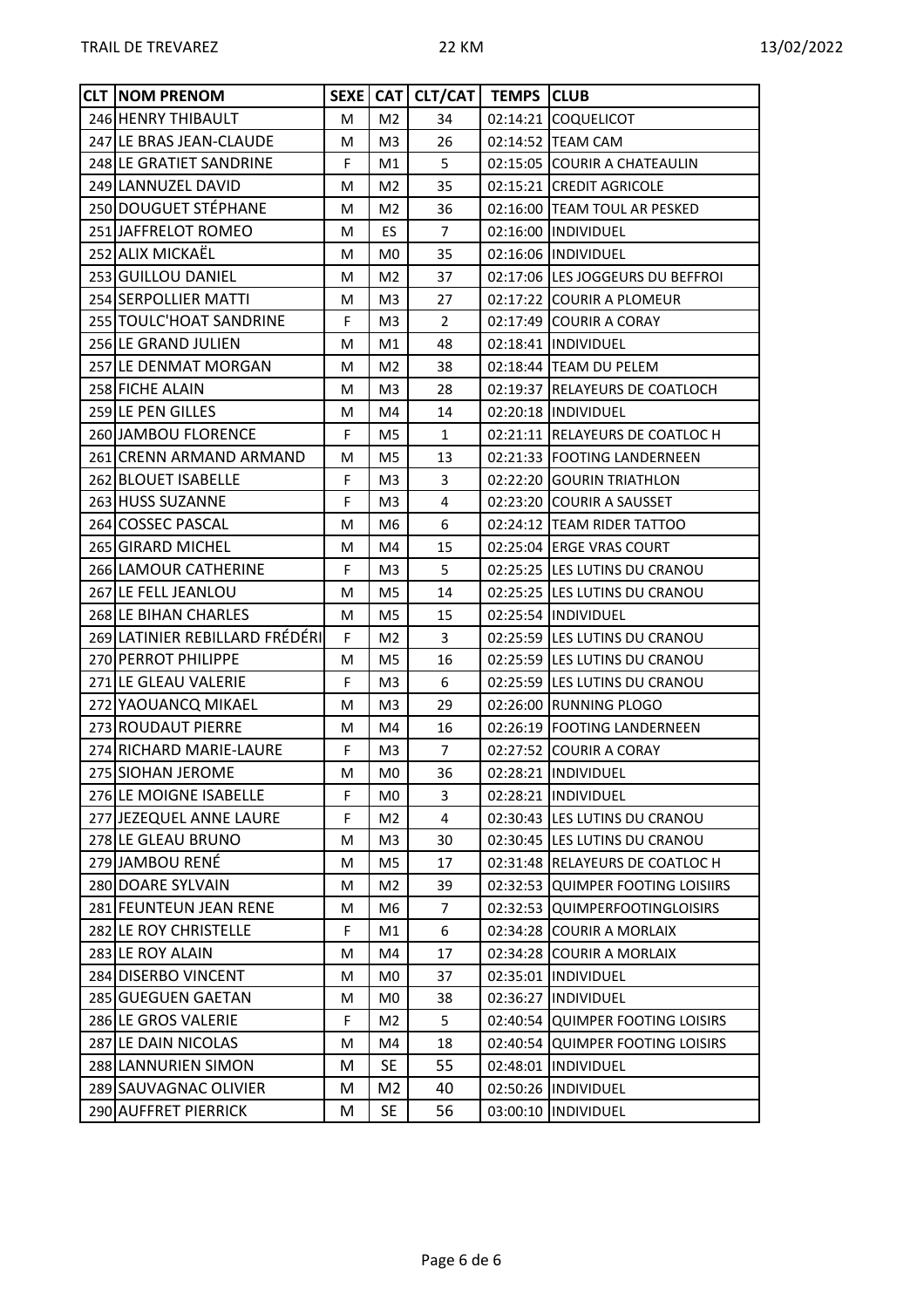| CLT | NOM PRENOM | SEXE | CAT | CLT/CAT | TEMPS | CLUB |
|---|---|---|---|---|---|---|
| 246 | HENRY THIBAULT | M | M2 | 34 | 02:14:21 | COQUELICOT |
| 247 | LE BRAS JEAN-CLAUDE | M | M3 | 26 | 02:14:52 | TEAM CAM |
| 248 | LE GRATIET SANDRINE | F | M1 | 5 | 02:15:05 | COURIR A CHATEAULIN |
| 249 | LANNUZEL DAVID | M | M2 | 35 | 02:15:21 | CREDIT AGRICOLE |
| 250 | DOUGUET STÉPHANE | M | M2 | 36 | 02:16:00 | TEAM TOUL AR PESKED |
| 251 | JAFFRELOT ROMEO | M | ES | 7 | 02:16:00 | INDIVIDUEL |
| 252 | ALIX MICKAËL | M | M0 | 35 | 02:16:06 | INDIVIDUEL |
| 253 | GUILLOU DANIEL | M | M2 | 37 | 02:17:06 | LES JOGGEURS DU BEFFROI |
| 254 | SERPOLLIER MATTI | M | M3 | 27 | 02:17:22 | COURIR A PLOMEUR |
| 255 | TOULC'HOAT SANDRINE | F | M3 | 2 | 02:17:49 | COURIR A CORAY |
| 256 | LE GRAND JULIEN | M | M1 | 48 | 02:18:41 | INDIVIDUEL |
| 257 | LE DENMAT MORGAN | M | M2 | 38 | 02:18:44 | TEAM DU PELEM |
| 258 | FICHE ALAIN | M | M3 | 28 | 02:19:37 | RELAYEURS DE COATLOCH |
| 259 | LE PEN GILLES | M | M4 | 14 | 02:20:18 | INDIVIDUEL |
| 260 | JAMBOU FLORENCE | F | M5 | 1 | 02:21:11 | RELAYEURS DE COATLOC H |
| 261 | CRENN ARMAND ARMAND | M | M5 | 13 | 02:21:33 | FOOTING LANDERNEEN |
| 262 | BLOUET ISABELLE | F | M3 | 3 | 02:22:20 | GOURIN TRIATHLON |
| 263 | HUSS SUZANNE | F | M3 | 4 | 02:23:20 | COURIR A SAUSSET |
| 264 | COSSEC PASCAL | M | M6 | 6 | 02:24:12 | TEAM RIDER TATTOO |
| 265 | GIRARD MICHEL | M | M4 | 15 | 02:25:04 | ERGE VRAS COURT |
| 266 | LAMOUR CATHERINE | F | M3 | 5 | 02:25:25 | LES LUTINS DU CRANOU |
| 267 | LE FELL JEANLOU | M | M5 | 14 | 02:25:25 | LES LUTINS DU CRANOU |
| 268 | LE BIHAN CHARLES | M | M5 | 15 | 02:25:54 | INDIVIDUEL |
| 269 | LATINIER REBILLARD FRÉDÉRI | F | M2 | 3 | 02:25:59 | LES LUTINS DU CRANOU |
| 270 | PERROT PHILIPPE | M | M5 | 16 | 02:25:59 | LES LUTINS DU CRANOU |
| 271 | LE GLEAU VALERIE | F | M3 | 6 | 02:25:59 | LES LUTINS DU CRANOU |
| 272 | YAOUANCQ MIKAEL | M | M3 | 29 | 02:26:00 | RUNNING PLOGO |
| 273 | ROUDAUT PIERRE | M | M4 | 16 | 02:26:19 | FOOTING LANDERNEEN |
| 274 | RICHARD MARIE-LAURE | F | M3 | 7 | 02:27:52 | COURIR A CORAY |
| 275 | SIOHAN JEROME | M | M0 | 36 | 02:28:21 | INDIVIDUEL |
| 276 | LE MOIGNE ISABELLE | F | M0 | 3 | 02:28:21 | INDIVIDUEL |
| 277 | JEZEQUEL ANNE LAURE | F | M2 | 4 | 02:30:43 | LES LUTINS DU CRANOU |
| 278 | LE GLEAU BRUNO | M | M3 | 30 | 02:30:45 | LES LUTINS DU CRANOU |
| 279 | JAMBOU RENÉ | M | M5 | 17 | 02:31:48 | RELAYEURS DE COATLOC H |
| 280 | DOARE SYLVAIN | M | M2 | 39 | 02:32:53 | QUIMPER FOOTING LOISIIRS |
| 281 | FEUNTEUN JEAN RENE | M | M6 | 7 | 02:32:53 | QUIMPERFOOTINGLOISIRS |
| 282 | LE ROY CHRISTELLE | F | M1 | 6 | 02:34:28 | COURIR A MORLAIX |
| 283 | LE ROY ALAIN | M | M4 | 17 | 02:34:28 | COURIR A MORLAIX |
| 284 | DISERBO VINCENT | M | M0 | 37 | 02:35:01 | INDIVIDUEL |
| 285 | GUEGUEN GAETAN | M | M0 | 38 | 02:36:27 | INDIVIDUEL |
| 286 | LE GROS VALERIE | F | M2 | 5 | 02:40:54 | QUIMPER FOOTING LOISIRS |
| 287 | LE DAIN NICOLAS | M | M4 | 18 | 02:40:54 | QUIMPER FOOTING LOISIRS |
| 288 | LANNURIEN SIMON | M | SE | 55 | 02:48:01 | INDIVIDUEL |
| 289 | SAUVAGNAC OLIVIER | M | M2 | 40 | 02:50:26 | INDIVIDUEL |
| 290 | AUFFRET PIERRICK | M | SE | 56 | 03:00:10 | INDIVIDUEL |